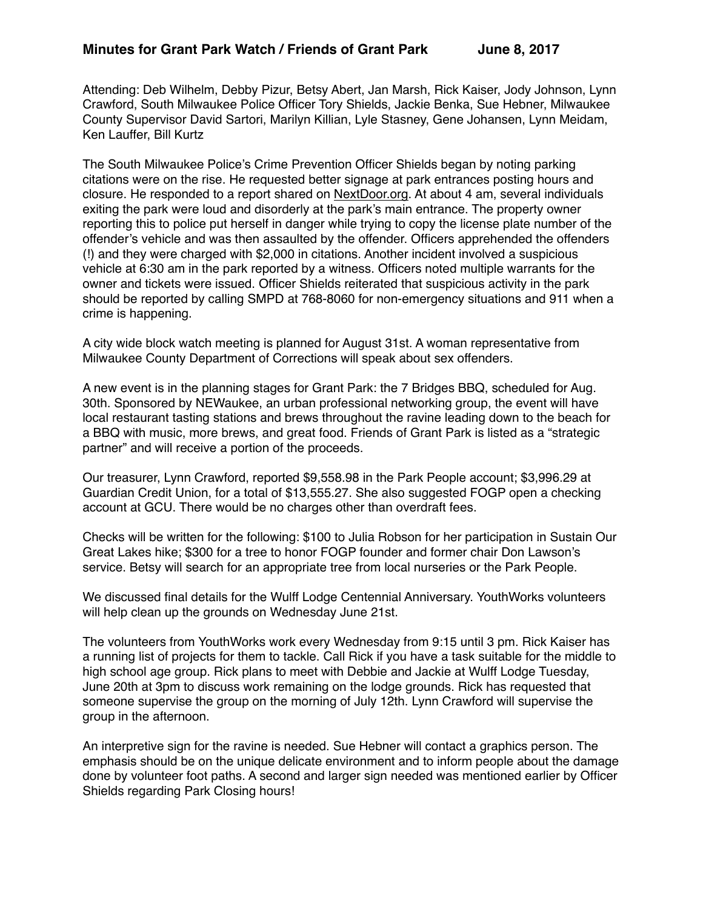# Minutes for Grant Park Watch / Friends of Grant Park June 8, 2017

Attending: Deb Wilhelm, Debby Pizur, Betsy Abert, Jan Marsh, Rick Kaiser, Jody Johnson, Lynn Crawford, South Milwaukee Police Officer Tory Shields, Jackie Benka, Sue Hebner, Milwaukee County Supervisor David Sartori, Marilyn Killian, Lyle Stasney, Gene Johansen, Lynn Meidam, Ken Lauffer, Bill Kurtz

The South Milwaukee Police's Crime Prevention Officer Shields began by noting parking citations were on the rise. He requested better signage at park entrances posting hours and closure. He responded to a report shared on NextDoor.org. At about 4 am, several individuals exiting the park were loud and disorderly at the park's main entrance. The property owner reporting this to police put herself in danger while trying to copy the license plate number of the offender's vehicle and was then assaulted by the offender. Officers apprehended the offenders (!) and they were charged with $2,000 in citations. Another incident involved a suspicious vehicle at 6:30 am in the park reported by a witness. Officers noted multiple warrants for the owner and tickets were issued. Officer Shields reiterated that suspicious activity in the park should be reported by calling SMPD at 768-8060 for non-emergency situations and 911 when a crime is happening.

A city wide block watch meeting is planned for August 31st. A woman representative from Milwaukee County Department of Corrections will speak about sex offenders.

A new event is in the planning stages for Grant Park: the 7 Bridges BBQ, scheduled for Aug. 30th. Sponsored by NEWaukee, an urban professional networking group, the event will have local restaurant tasting stations and brews throughout the ravine leading down to the beach for a BBQ with music, more brews, and great food. Friends of Grant Park is listed as a "strategic partner" and will receive a portion of the proceeds.

Our treasurer, Lynn Crawford, reported $9,558.98 in the Park People account; $3,996.29 at Guardian Credit Union, for a total of $13,555.27. She also suggested FOGP open a checking account at GCU. There would be no charges other than overdraft fees.

Checks will be written for the following: $100 to Julia Robson for her participation in Sustain Our Great Lakes hike; $300 for a tree to honor FOGP founder and former chair Don Lawson's service. Betsy will search for an appropriate tree from local nurseries or the Park People.

We discussed final details for the Wulff Lodge Centennial Anniversary. YouthWorks volunteers will help clean up the grounds on Wednesday June 21st.

The volunteers from YouthWorks work every Wednesday from 9:15 until 3 pm. Rick Kaiser has a running list of projects for them to tackle. Call Rick if you have a task suitable for the middle to high school age group. Rick plans to meet with Debbie and Jackie at Wulff Lodge Tuesday, June 20th at 3pm to discuss work remaining on the lodge grounds. Rick has requested that someone supervise the group on the morning of July 12th. Lynn Crawford will supervise the group in the afternoon.

An interpretive sign for the ravine is needed. Sue Hebner will contact a graphics person. The emphasis should be on the unique delicate environment and to inform people about the damage done by volunteer foot paths. A second and larger sign needed was mentioned earlier by Officer Shields regarding Park Closing hours!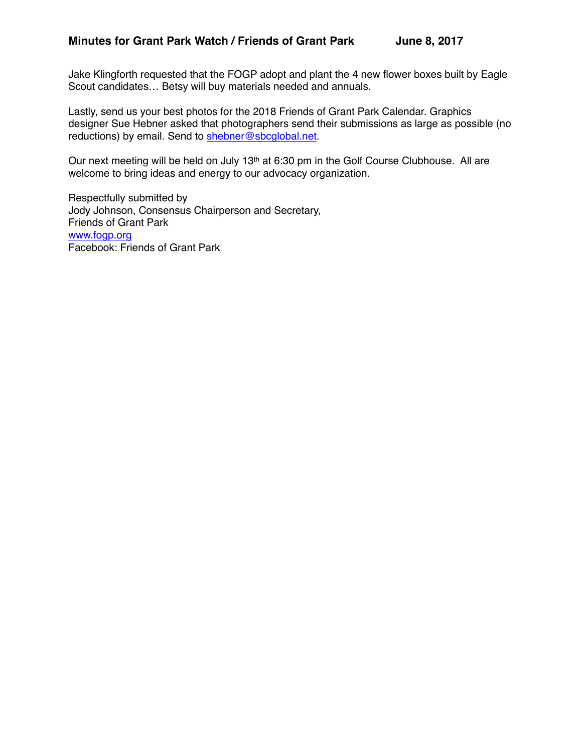**Minutes for Grant Park Watch / Friends of Grant Park June 8, 2017**

Jake Klingforth requested that the FOGP adopt and plant the 4 new flower boxes built by Eagle Scout candidates… Betsy will buy materials needed and annuals.

Lastly, send us your best photos for the 2018 Friends of Grant Park Calendar. Graphics designer Sue Hebner asked that photographers send their submissions as large as possible (no reductions) by email. Send to shebner@sbcglobal.net.

Our next meeting will be held on July 13th at 6:30 pm in the Golf Course Clubhouse. All are welcome to bring ideas and energy to our advocacy organization.

Respectfully submitted by
Jody Johnson, Consensus Chairperson and Secretary,
Friends of Grant Park
www.fogp.org
Facebook: Friends of Grant Park